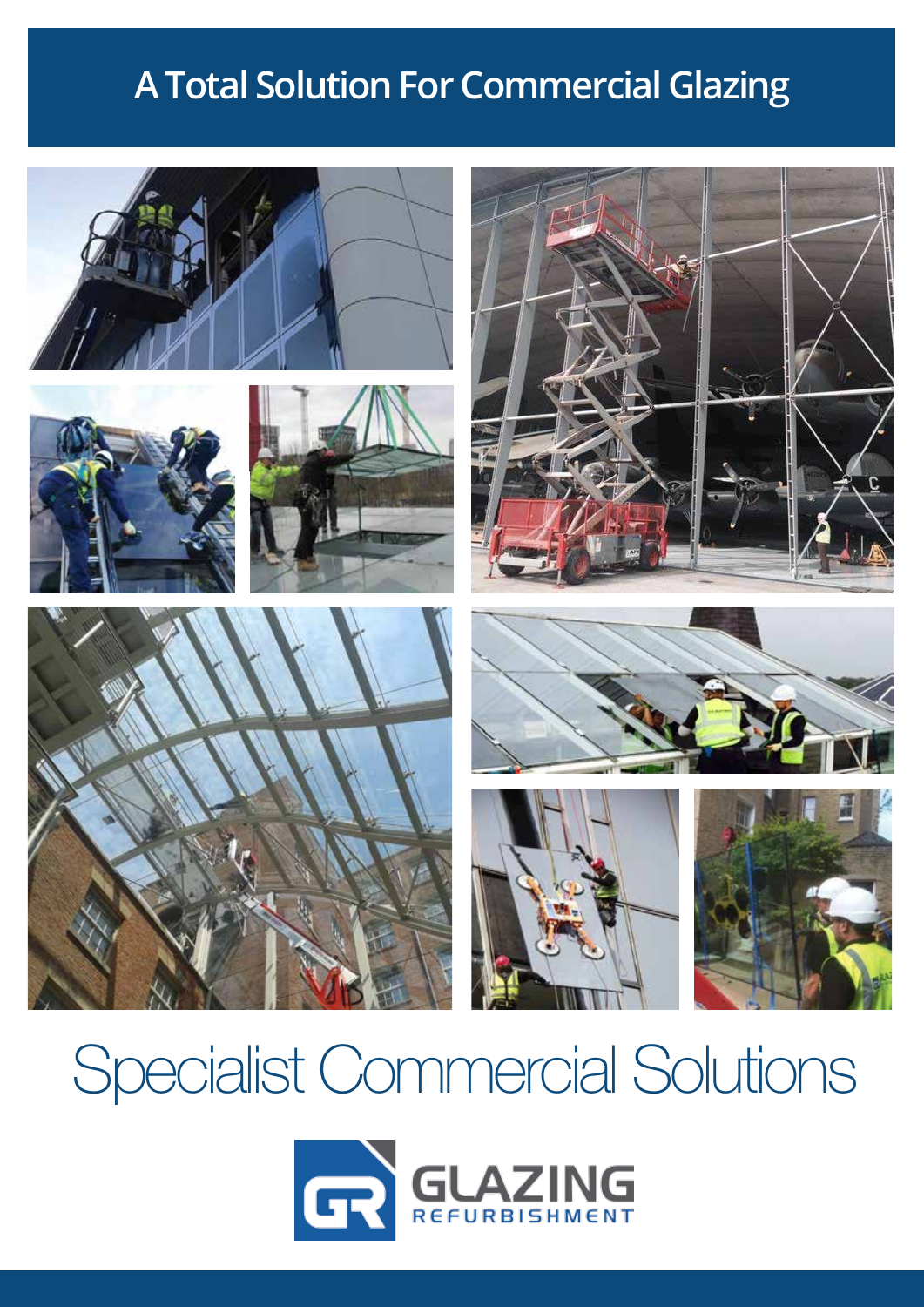# A Total Solution For Commercial Glazing

## Specialist Commercial Solutions

GLAZING REFURBISHMENT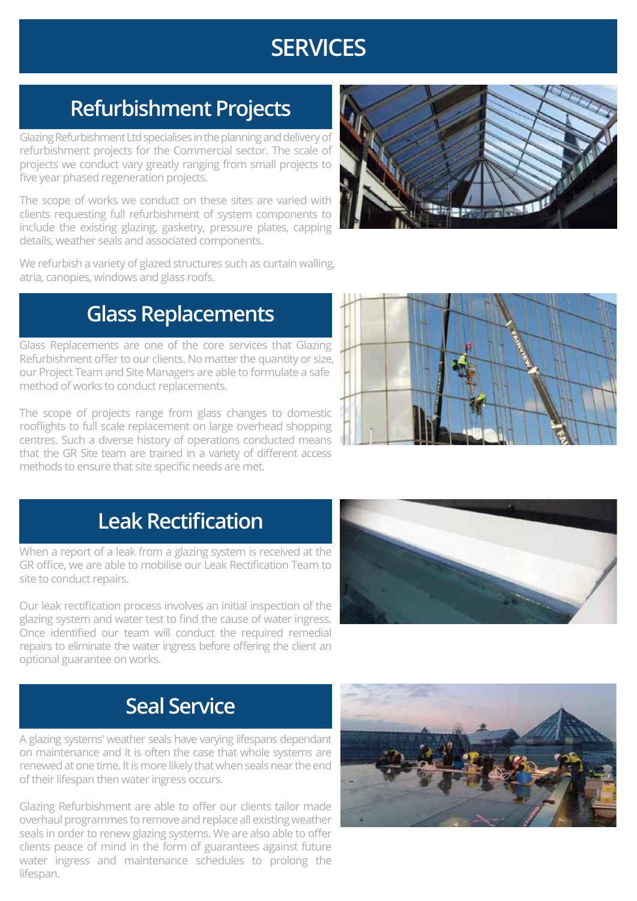# SERVICES

## Refurbishment Projects

Glazing Refurbishment Ltd specialises in the planning and delivery of refurbishment projects for the Commercial sector. The scale of projects we conduct vary greatly ranging from small projects to five year phased regeneration projects.

The scope of works we conduct on these sites are varied with clients requesting full refurbishment of system components to include the existing glazing, gasketry, pressure plates, capping details, weather seals and associated components.

We refurbish a variety of glazed structures such as curtain walling, atria, canopies, windows and glass roofs.

## Glass Replacements

Glass Replacements are one of the core services that Glazing Refurbishment offer to our clients. No matter the quantity or size, our Project Team and Site Managers are able to formulate a safe method of works to conduct replacements.

The scope of projects range from glass changes to domestic rooflights to full scale replacement on large overhead shopping centres. Such a diverse history of operations conducted means that the GR Site team are trained in a variety of different access methods to ensure that site specific needs are met.

## Leak Rectification

When a report of a leak from a glazing system is received at the GR office, we are able to mobilise our Leak Rectification Team to site to conduct repairs.

Our leak rectification process involves an initial inspection of the glazing system and water test to find the cause of water ingress. Once identified our team will conduct the required remedial repairs to eliminate the water ingress before offering the client an optional guarantee on works.

## Seal Service

A glazing systems' weather seals have varying lifespans dependant on maintenance and it is often the case that whole systems are renewed at one time. It is more likely that when seals near the end of their lifespan then water ingress occurs.

Glazing Refurbishment are able to offer our clients tailor made overhaul programmes to remove and replace all existing weather seals in order to renew glazing systems. We are also able to offer clients peace of mind in the form of guarantees against future water ingress and maintenance schedules to prolong the lifespan.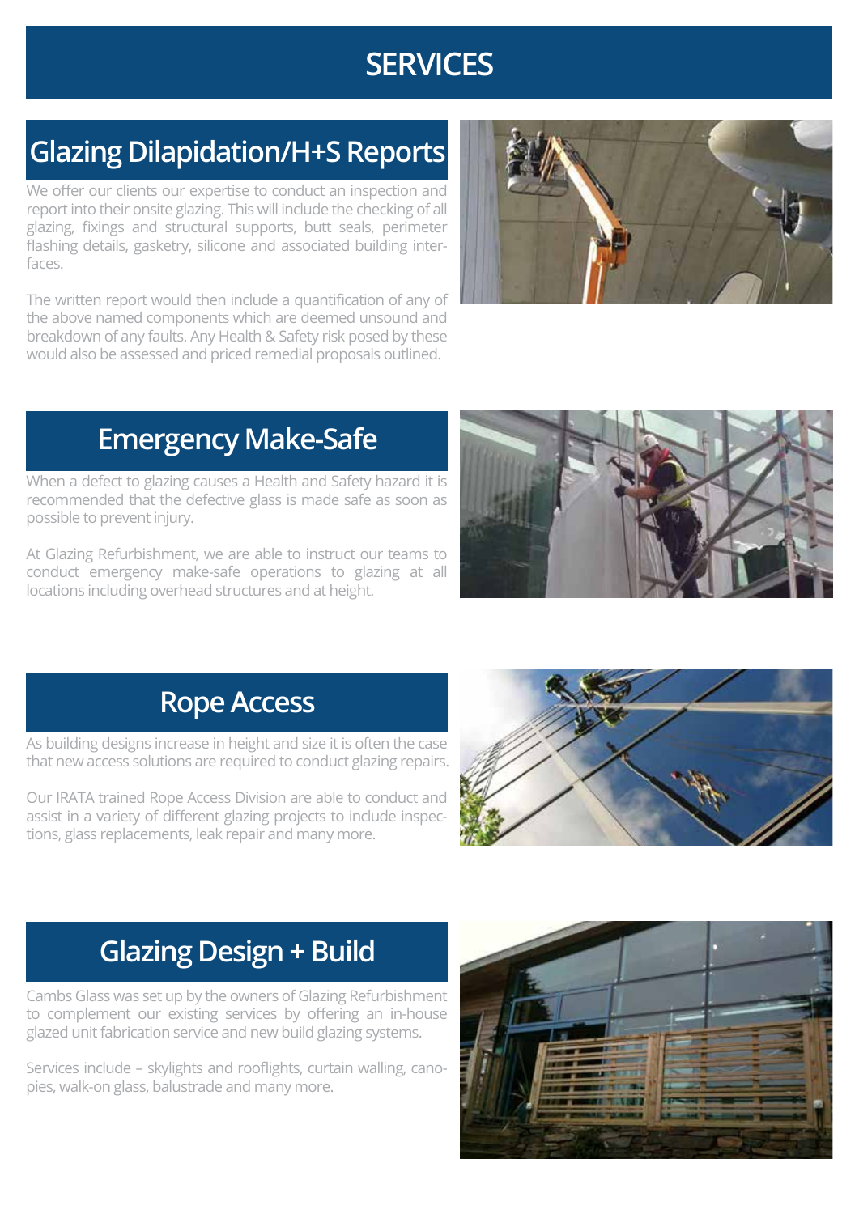# SERVICES

## Glazing Dilapidation/H+S Reports

We offer our clients our expertise to conduct an inspection and report into their onsite glazing. This will include the checking of all glazing, fixings and structural supports, butt seals, perimeter flashing details, gasketry, silicone and associated building interfaces.

The written report would then include a quantification of any of the above named components which are deemed unsound and breakdown of any faults. Any Health & Safety risk posed by these would also be assessed and priced remedial proposals outlined.

## Emergency Make-Safe

When a defect to glazing causes a Health and Safety hazard it is recommended that the defective glass is made safe as soon as possible to prevent injury.

At Glazing Refurbishment, we are able to instruct our teams to conduct emergency make-safe operations to glazing at all locations including overhead structures and at height.

## Rope Access

As building designs increase in height and size it is often the case that new access solutions are required to conduct glazing repairs.

Our IRATA trained Rope Access Division are able to conduct and assist in a variety of different glazing projects to include inspections, glass replacements, leak repair and many more.

## Glazing Design + Build

Cambs Glass was set up by the owners of Glazing Refurbishment to complement our existing services by offering an in-house glazed unit fabrication service and new build glazing systems.

Services include – skylights and rooflights, curtain walling, canopies, walk-on glass, balustrade and many more.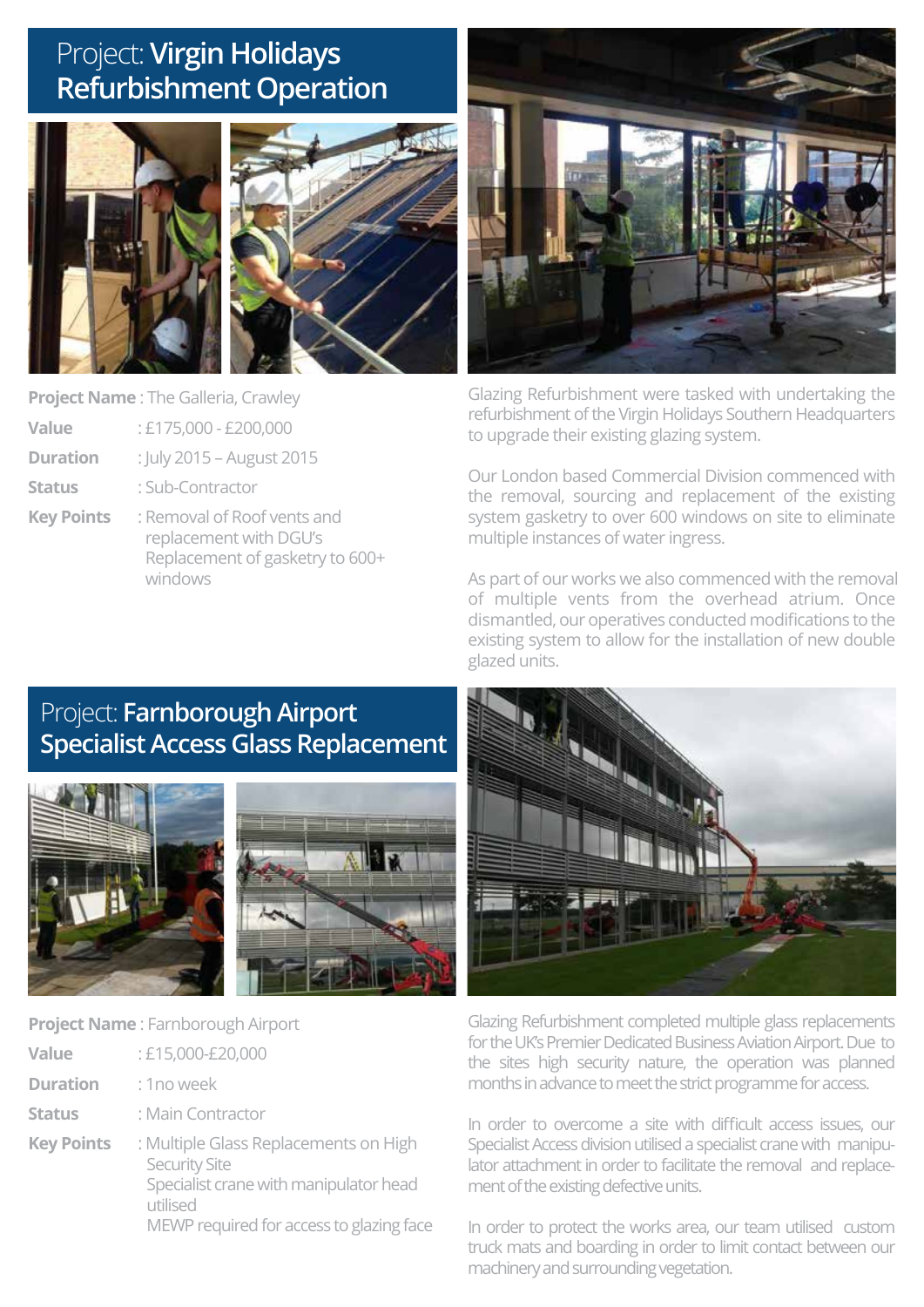## Project: **Virgin Holidays Refurbishment Operation**

| | |
|---|---|
| **Project Name** | : The Galleria, Crawley |
| **Value** | : £175,000 - £200,000 |
| **Duration** | : July 2015 – August 2015 |
| **Status** | : Sub-Contractor |
| **Key Points** | : Removal of Roof vents and replacement with DGU's<br>Replacement of gasketry to 600+ windows |

Glazing Refurbishment were tasked with undertaking the refurbishment of the Virgin Holidays Southern Headquarters to upgrade their existing glazing system.

Our London based Commercial Division commenced with the removal, sourcing and replacement of the existing system gasketry to over 600 windows on site to eliminate multiple instances of water ingress.

As part of our works we also commenced with the removal of multiple vents from the overhead atrium. Once dismantled, our operatives conducted modifications to the existing system to allow for the installation of new double glazed units.

## Project: **Farnborough Airport Specialist Access Glass Replacement**

| | |
|---|---|
| **Project Name** | : Farnborough Airport |
| **Value** | : £15,000-£20,000 |
| **Duration** | : 1no week |
| **Status** | : Main Contractor |
| **Key Points** | : Multiple Glass Replacements on High Security Site<br>Specialist crane with manipulator head utilised<br>MEWP required for access to glazing face |

Glazing Refurbishment completed multiple glass replacements for the UK's Premier Dedicated Business Aviation Airport. Due to the sites high security nature, the operation was planned months in advance to meet the strict programme for access.

In order to overcome a site with difficult access issues, our Specialist Access division utilised a specialist crane with manipulator attachment in order to facilitate the removal and replacement of the existing defective units.

In order to protect the works area, our team utilised custom truck mats and boarding in order to limit contact between our machinery and surrounding vegetation.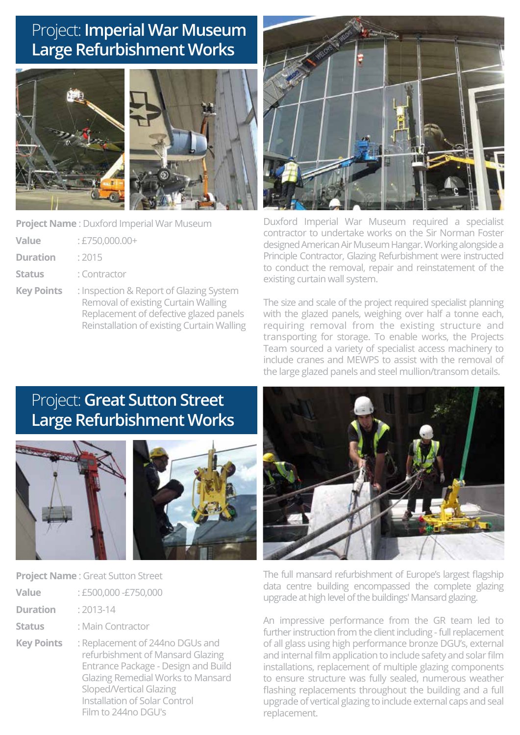# Project: Imperial War Museum Large Refurbishment Works

**Project Name** : Duxford Imperial War Museum

**Value** : £750,000.00+

**Duration** : 2015

**Status** : Contractor

**Key Points** : Inspection & Report of Glazing System
Removal of existing Curtain Walling
Replacement of defective glazed panels
Reinstallation of existing Curtain Walling

Duxford Imperial War Museum required a specialist contractor to undertake works on the Sir Norman Foster designed American Air Museum Hangar. Working alongside a Principle Contractor, Glazing Refurbishment were instructed to conduct the removal, repair and reinstatement of the existing curtain wall system.

The size and scale of the project required specialist planning with the glazed panels, weighing over half a tonne each, requiring removal from the existing structure and transporting for storage. To enable works, the Projects Team sourced a variety of specialist access machinery to include cranes and MEWPS to assist with the removal of the large glazed panels and steel mullion/transom details.

# Project: Great Sutton Street Large Refurbishment Works

**Project Name** : Great Sutton Street

**Value** : £500,000 -£750,000

**Duration** : 2013-14

**Status** : Main Contractor

**Key Points** : Replacement of 244no DGUs and refurbishment of Mansard Glazing
Entrance Package - Design and Build
Glazing Remedial Works to Mansard
Sloped/Vertical Glazing
Installation of Solar Control
Film to 244no DGU's

The full mansard refurbishment of Europe's largest flagship data centre building encompassed the complete glazing upgrade at high level of the buildings' Mansard glazing.

An impressive performance from the GR team led to further instruction from the client including - full replacement of all glass using high performance bronze DGU's, external and internal film application to include safety and solar film installations, replacement of multiple glazing components to ensure structure was fully sealed, numerous weather flashing replacements throughout the building and a full upgrade of vertical glazing to include external caps and seal replacement.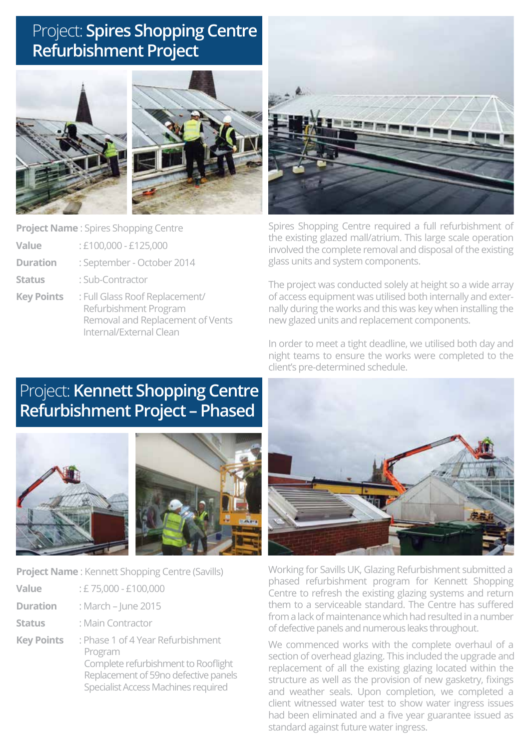# Project: Spires Shopping Centre Refurbishment Project

**Project Name** : Spires Shopping Centre

**Value** : £100,000 - £125,000

**Duration** : September - October 2014

**Status** : Sub-Contractor

**Key Points** : Full Glass Roof Replacement/ Refurbishment Program
Removal and Replacement of Vents
Internal/External Clean

Spires Shopping Centre required a full refurbishment of the existing glazed mall/atrium. This large scale operation involved the complete removal and disposal of the existing glass units and system components.

The project was conducted solely at height so a wide array of access equipment was utilised both internally and externally during the works and this was key when installing the new glazed units and replacement components.

In order to meet a tight deadline, we utilised both day and night teams to ensure the works were completed to the client's pre-determined schedule.

# Project: Kennett Shopping Centre Refurbishment Project – Phased

**Project Name** : Kennett Shopping Centre (Savills)

**Value** : £ 75,000 - £100,000

**Duration** : March – June 2015

**Status** : Main Contractor

**Key Points** : Phase 1 of 4 Year Refurbishment Program
Complete refurbishment to Rooflight
Replacement of 59no defective panels
Specialist Access Machines required

Working for Savills UK, Glazing Refurbishment submitted a phased refurbishment program for Kennett Shopping Centre to refresh the existing glazing systems and return them to a serviceable standard. The Centre has suffered from a lack of maintenance which had resulted in a number of defective panels and numerous leaks throughout.

We commenced works with the complete overhaul of a section of overhead glazing. This included the upgrade and replacement of all the existing glazing located within the structure as well as the provision of new gasketry, fixings and weather seals. Upon completion, we completed a client witnessed water test to show water ingress issues had been eliminated and a five year guarantee issued as standard against future water ingress.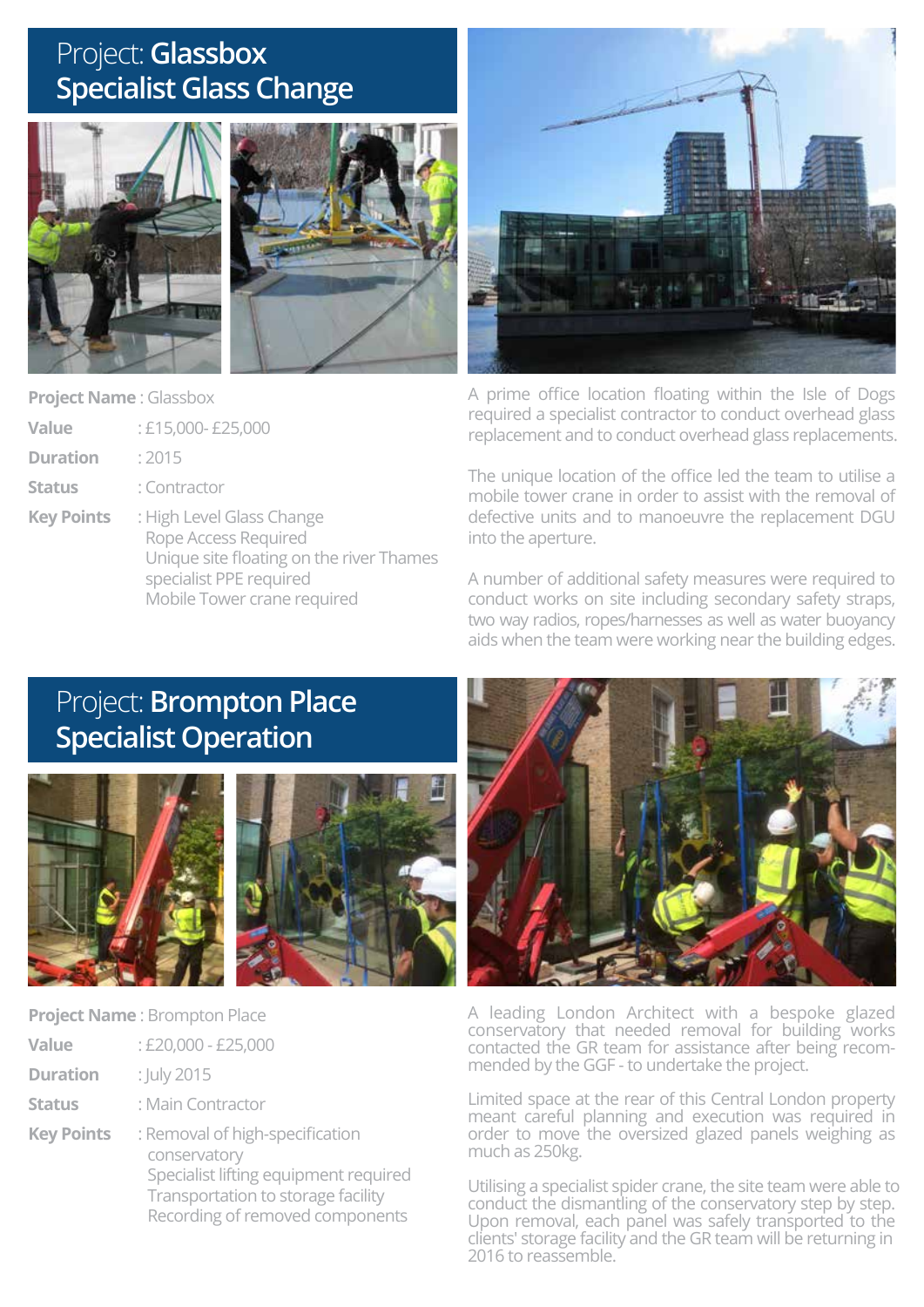# Project: **Glassbox Specialist Glass Change**

**Project Name** : Glassbox

**Value** : £15,000- £25,000

**Duration** : 2015

**Status** : Contractor

**Key Points** : High Level Glass Change
Rope Access Required
Unique site floating on the river Thames
specialist PPE required
Mobile Tower crane required

A prime office location floating within the Isle of Dogs required a specialist contractor to conduct overhead glass replacement and to conduct overhead glass replacements.

The unique location of the office led the team to utilise a mobile tower crane in order to assist with the removal of defective units and to manoeuvre the replacement DGU into the aperture.

A number of additional safety measures were required to conduct works on site including secondary safety straps, two way radios, ropes/harnesses as well as water buoyancy aids when the team were working near the building edges.

# Project: **Brompton Place Specialist Operation**

**Project Name** : Brompton Place

**Value** : £20,000 - £25,000

**Duration** : July 2015

**Status** : Main Contractor

**Key Points** : Removal of high-specification conservatory
Specialist lifting equipment required
Transportation to storage facility
Recording of removed components

A leading London Architect with a bespoke glazed conservatory that needed removal for building works contacted the GR team for assistance after being recommended by the GGF - to undertake the project.

Limited space at the rear of this Central London property meant careful planning and execution was required in order to move the oversized glazed panels weighing as much as 250kg.

Utilising a specialist spider crane, the site team were able to conduct the dismantling of the conservatory step by step. Upon removal, each panel was safely transported to the clients' storage facility and the GR team will be returning in 2016 to reassemble.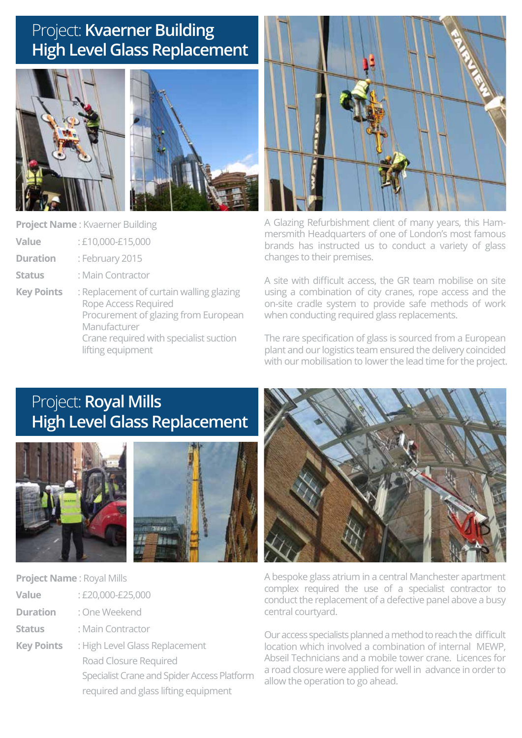## Project: **Kvaerner Building High Level Glass Replacement**

**Project Name** : Kvaerner Building

**Value** : £10,000-£15,000

**Duration** : February 2015

**Status** : Main Contractor

**Key Points** : Replacement of curtain walling glazing
Rope Access Required
Procurement of glazing from European Manufacturer
Crane required with specialist suction lifting equipment

A Glazing Refurbishment client of many years, this Hammersmith Headquarters of one of London's most famous brands has instructed us to conduct a variety of glass changes to their premises.

A site with difficult access, the GR team mobilise on site using a combination of city cranes, rope access and the on-site cradle system to provide safe methods of work when conducting required glass replacements.

The rare specification of glass is sourced from a European plant and our logistics team ensured the delivery coincided with our mobilisation to lower the lead time for the project.

## Project: **Royal Mills High Level Glass Replacement**

**Project Name** : Royal Mills

**Value** : £20,000-£25,000

**Duration** : One Weekend

**Status** : Main Contractor

**Key Points** : High Level Glass Replacement
Road Closure Required
Specialist Crane and Spider Access Platform required and glass lifting equipment

A bespoke glass atrium in a central Manchester apartment complex required the use of a specialist contractor to conduct the replacement of a defective panel above a busy central courtyard.

Our access specialists planned a method to reach the difficult location which involved a combination of internal MEWP, Abseil Technicians and a mobile tower crane. Licences for a road closure were applied for well in advance in order to allow the operation to go ahead.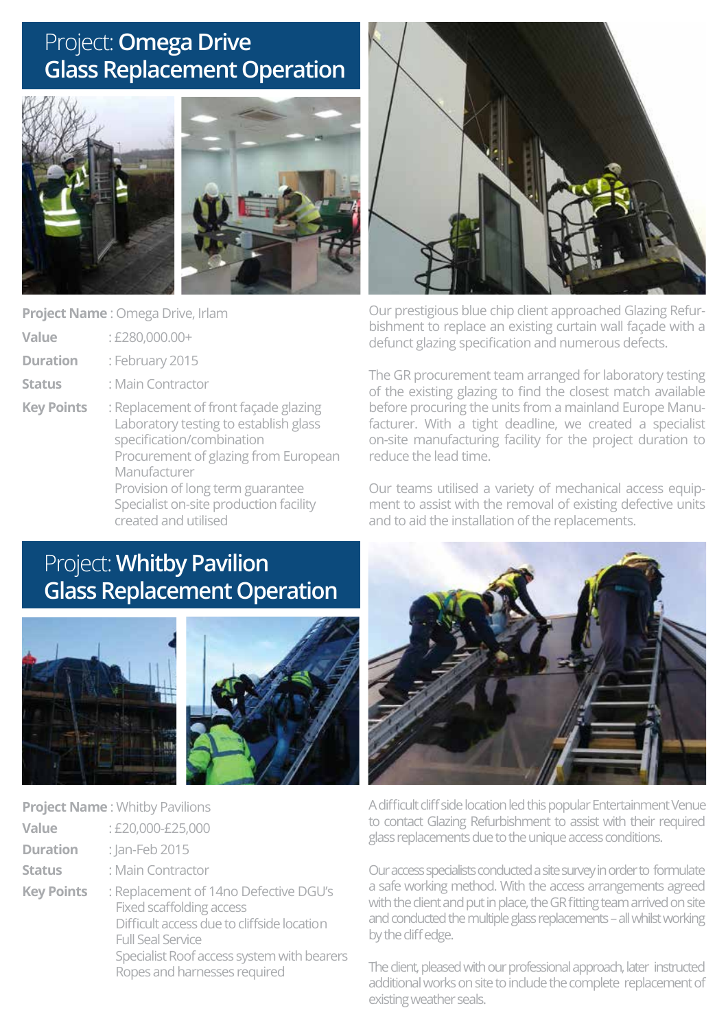# Project: Omega Drive Glass Replacement Operation

**Project Name** : Omega Drive, Irlam

**Value** : £280,000.00+

**Duration** : February 2015

**Status** : Main Contractor

**Key Points** : Replacement of front façade glazing
Laboratory testing to establish glass specification/combination
Procurement of glazing from European Manufacturer
Provision of long term guarantee
Specialist on-site production facility created and utilised

Our prestigious blue chip client approached Glazing Refurbishment to replace an existing curtain wall façade with a defunct glazing specification and numerous defects.

The GR procurement team arranged for laboratory testing of the existing glazing to find the closest match available before procuring the units from a mainland Europe Manufacturer. With a tight deadline, we created a specialist on-site manufacturing facility for the project duration to reduce the lead time.

Our teams utilised a variety of mechanical access equipment to assist with the removal of existing defective units and to aid the installation of the replacements.

# Project: Whitby Pavilion Glass Replacement Operation

**Project Name** : Whitby Pavilions

**Value** : £20,000-£25,000

**Duration** : Jan-Feb 2015

**Status** : Main Contractor

**Key Points** : Replacement of 14no Defective DGU's
Fixed scaffolding access
Difficult access due to cliffside location
Full Seal Service
Specialist Roof access system with bearers
Ropes and harnesses required

A difficult cliff side location led this popular Entertainment Venue to contact Glazing Refurbishment to assist with their required glass replacements due to the unique access conditions.

Our access specialists conducted a site survey in order to formulate a safe working method. With the access arrangements agreed with the client and put in place, the GR fitting team arrived on site and conducted the multiple glass replacements – all whilst working by the cliff edge.

The client, pleased with our professional approach, later instructed additional works on site to include the complete replacement of existing weather seals.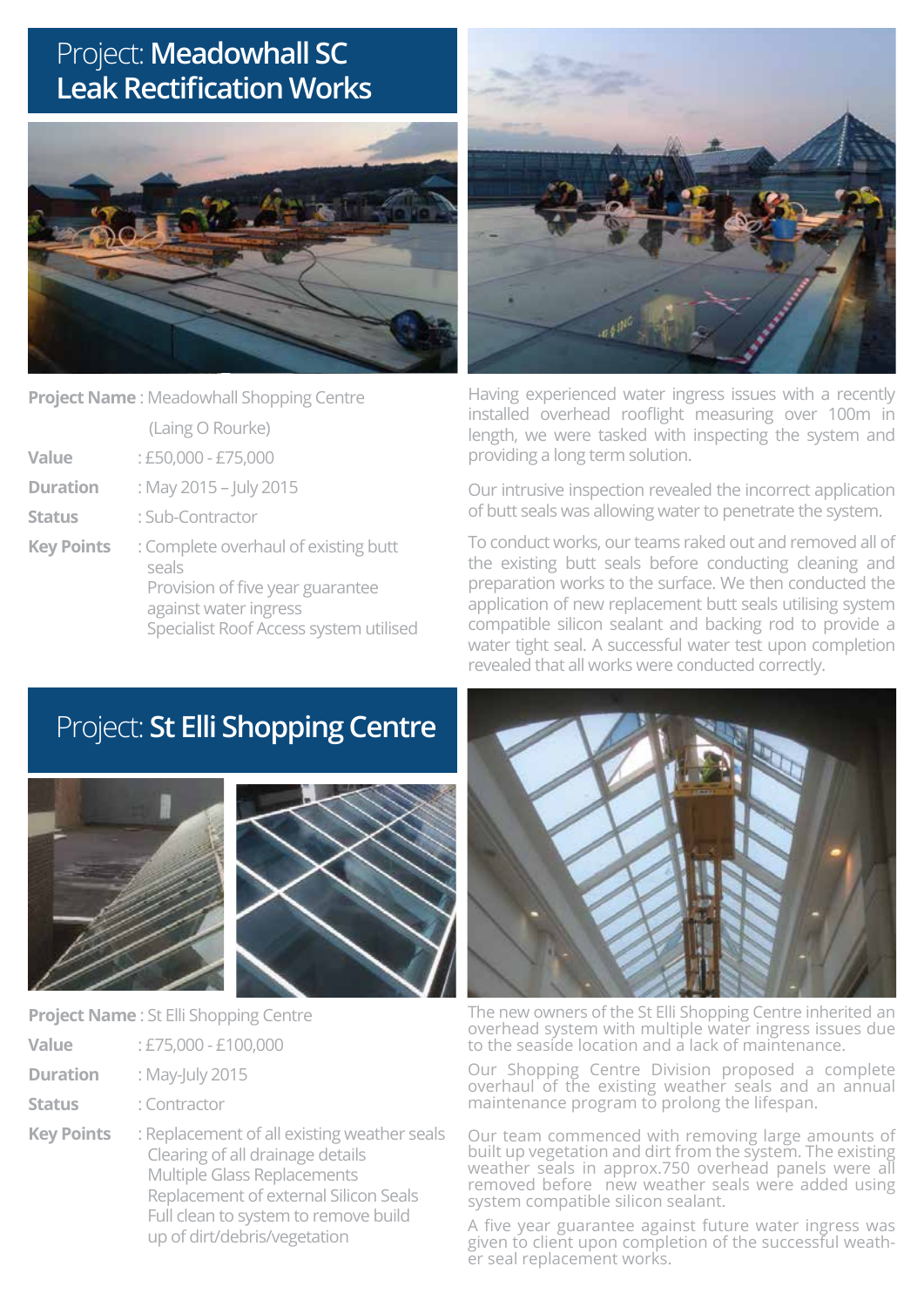# Project: Meadowhall SC Leak Rectification Works

**Project Name** : Meadowhall Shopping Centre (Laing O Rourke)

**Value** : £50,000 - £75,000

**Duration** : May 2015 – July 2015

**Status** : Sub-Contractor

**Key Points** : Complete overhaul of existing butt seals
Provision of five year guarantee against water ingress
Specialist Roof Access system utilised

Having experienced water ingress issues with a recently installed overhead rooflight measuring over 100m in length, we were tasked with inspecting the system and providing a long term solution.

Our intrusive inspection revealed the incorrect application of butt seals was allowing water to penetrate the system.

To conduct works, our teams raked out and removed all of the existing butt seals before conducting cleaning and preparation works to the surface. We then conducted the application of new replacement butt seals utilising system compatible silicon sealant and backing rod to provide a water tight seal. A successful water test upon completion revealed that all works were conducted correctly.

# Project: St Elli Shopping Centre

**Project Name** : St Elli Shopping Centre

**Value** : £75,000 - £100,000

**Duration** : May-July 2015

**Status** : Contractor

**Key Points** : Replacement of all existing weather seals
Clearing of all drainage details
Multiple Glass Replacements
Replacement of external Silicon Seals
Full clean to system to remove build up of dirt/debris/vegetation

The new owners of the St Elli Shopping Centre inherited an overhead system with multiple water ingress issues due to the seaside location and a lack of maintenance.

Our Shopping Centre Division proposed a complete overhaul of the existing weather seals and an annual maintenance program to prolong the lifespan.

Our team commenced with removing large amounts of built up vegetation and dirt from the system. The existing weather seals in approx.750 overhead panels were all removed before new weather seals were added using system compatible silicon sealant.

A five year guarantee against future water ingress was given to client upon completion of the successful weather seal replacement works.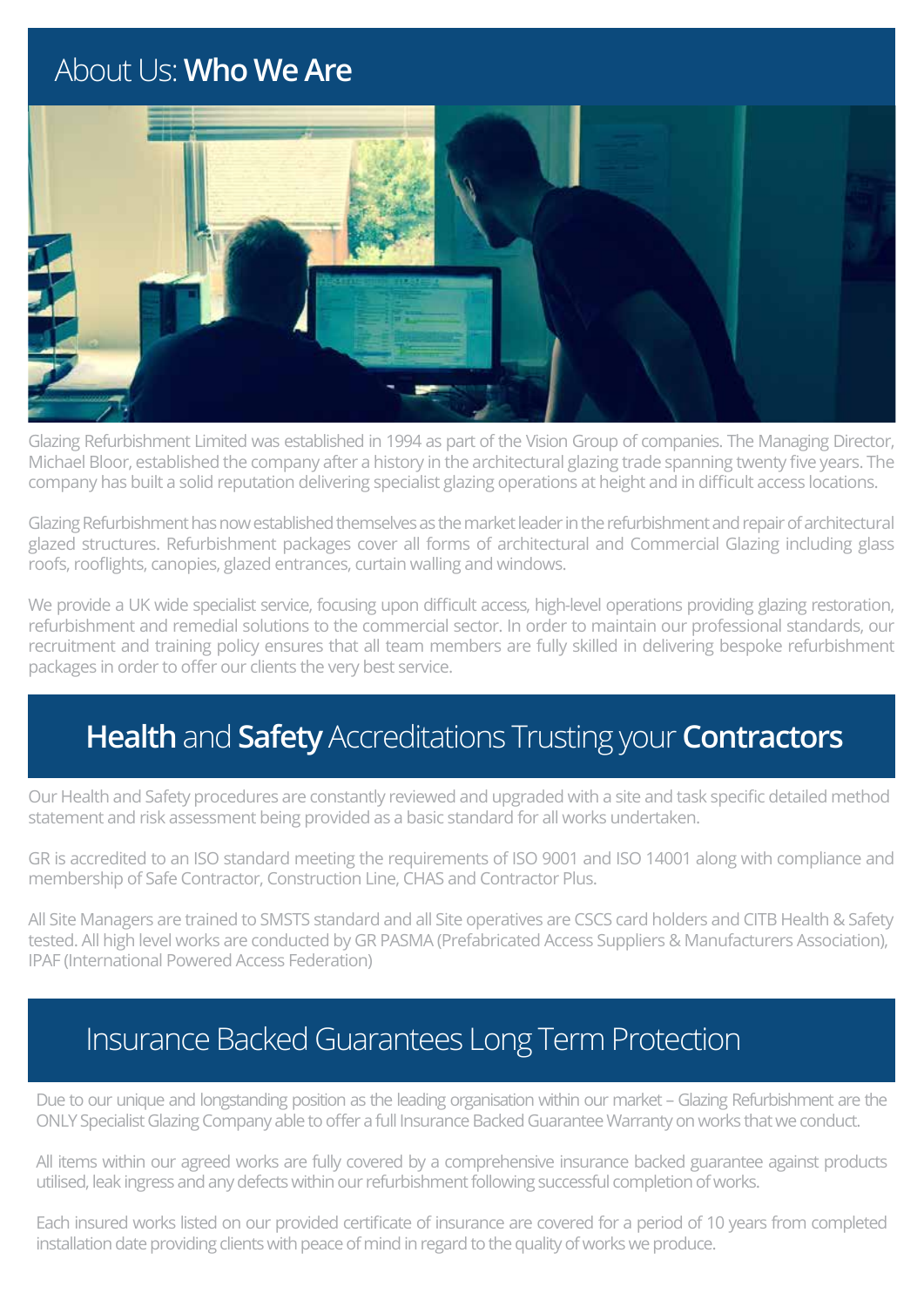# About Us: **Who We Are**

Glazing Refurbishment Limited was established in 1994 as part of the Vision Group of companies. The Managing Director, Michael Bloor, established the company after a history in the architectural glazing trade spanning twenty five years. The company has built a solid reputation delivering specialist glazing operations at height and in difficult access locations.

Glazing Refurbishment has now established themselves as the market leader in the refurbishment and repair of architectural glazed structures. Refurbishment packages cover all forms of architectural and Commercial Glazing including glass roofs, rooflights, canopies, glazed entrances, curtain walling and windows.

We provide a UK wide specialist service, focusing upon difficult access, high-level operations providing glazing restoration, refurbishment and remedial solutions to the commercial sector. In order to maintain our professional standards, our recruitment and training policy ensures that all team members are fully skilled in delivering bespoke refurbishment packages in order to offer our clients the very best service.

# **Health** and **Safety** Accreditations Trusting your **Contractors**

Our Health and Safety procedures are constantly reviewed and upgraded with a site and task specific detailed method statement and risk assessment being provided as a basic standard for all works undertaken.

GR is accredited to an ISO standard meeting the requirements of ISO 9001 and ISO 14001 along with compliance and membership of Safe Contractor, Construction Line, CHAS and Contractor Plus.

All Site Managers are trained to SMSTS standard and all Site operatives are CSCS card holders and CITB Health & Safety tested. All high level works are conducted by GR PASMA (Prefabricated Access Suppliers & Manufacturers Association), IPAF (International Powered Access Federation)

# Insurance Backed Guarantees Long Term Protection

Due to our unique and longstanding position as the leading organisation within our market – Glazing Refurbishment are the ONLY Specialist Glazing Company able to offer a full Insurance Backed Guarantee Warranty on works that we conduct.

All items within our agreed works are fully covered by a comprehensive insurance backed guarantee against products utilised, leak ingress and any defects within our refurbishment following successful completion of works.

Each insured works listed on our provided certificate of insurance are covered for a period of 10 years from completed installation date providing clients with peace of mind in regard to the quality of works we produce.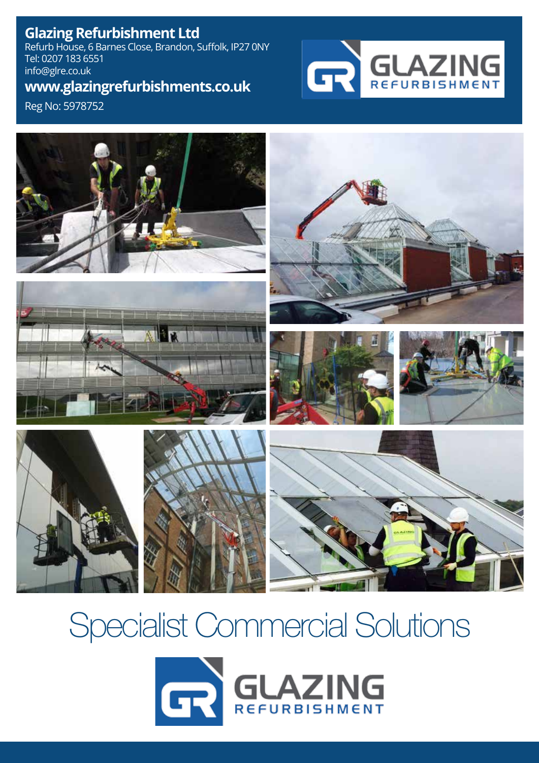**Glazing Refurbishment Ltd**
Refurb House, 6 Barnes Close, Brandon, Suffolk, IP27 0NY
Tel: 0207 183 6551
info@glre.co.uk
**www.glazingrefurbishments.co.uk**
Reg No: 5978752

GR GLAZING REFURBISHMENT

# Specialist Commercial Solutions

GR GLAZING REFURBISHMENT